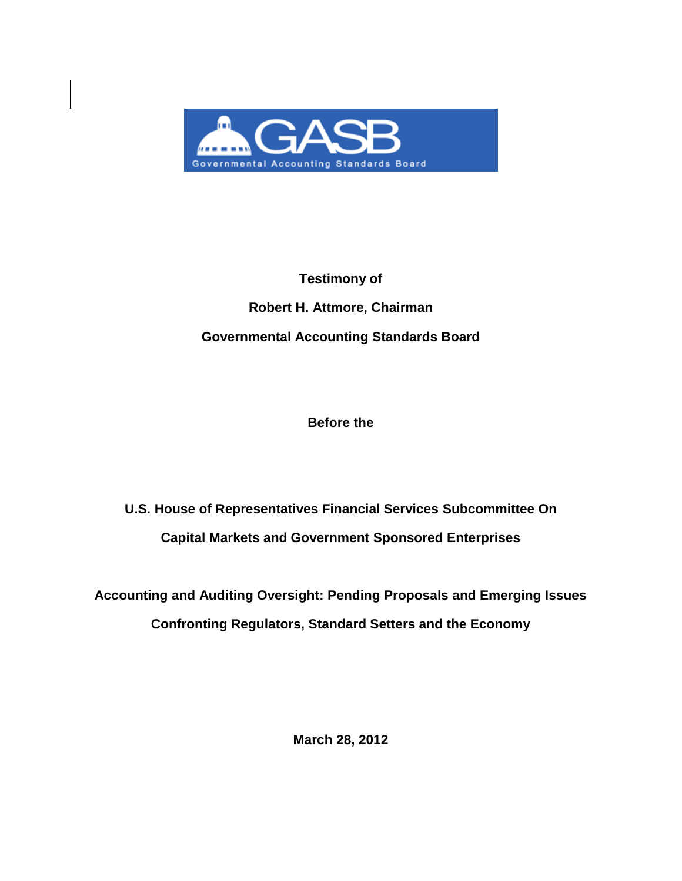GASB

Governmental Accounting Standards Board

**Testimony of**

**Robert H. Attmore, Chairman**

**Governmental Accounting Standards Board**

**Before the**

**U.S. House of Representatives Financial Services Subcommittee On**

**Capital Markets and Government Sponsored Enterprises**

**Accounting and Auditing Oversight: Pending Proposals and Emerging Issues**

**Confronting Regulators, Standard Setters and the Economy**

**March 28, 2012**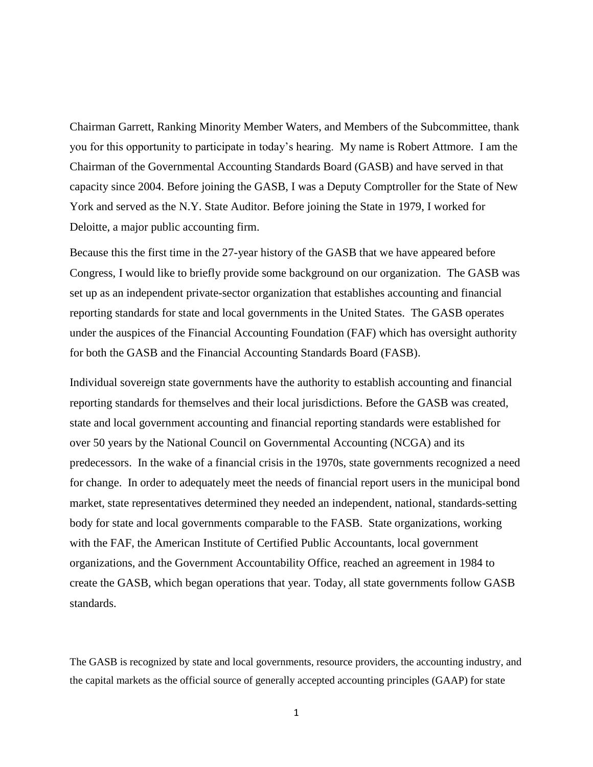Chairman Garrett, Ranking Minority Member Waters, and Members of the Subcommittee, thank you for this opportunity to participate in today's hearing. My name is Robert Attmore. I am the Chairman of the Governmental Accounting Standards Board (GASB) and have served in that capacity since 2004. Before joining the GASB, I was a Deputy Comptroller for the State of New York and served as the N.Y. State Auditor. Before joining the State in 1979, I worked for Deloitte, a major public accounting firm.

Because this the first time in the 27-year history of the GASB that we have appeared before Congress, I would like to briefly provide some background on our organization. The GASB was set up as an independent private-sector organization that establishes accounting and financial reporting standards for state and local governments in the United States. The GASB operates under the auspices of the Financial Accounting Foundation (FAF) which has oversight authority for both the GASB and the Financial Accounting Standards Board (FASB).

Individual sovereign state governments have the authority to establish accounting and financial reporting standards for themselves and their local jurisdictions. Before the GASB was created, state and local government accounting and financial reporting standards were established for over 50 years by the National Council on Governmental Accounting (NCGA) and its predecessors. In the wake of a financial crisis in the 1970s, state governments recognized a need for change. In order to adequately meet the needs of financial report users in the municipal bond market, state representatives determined they needed an independent, national, standards-setting body for state and local governments comparable to the FASB. State organizations, working with the FAF, the American Institute of Certified Public Accountants, local government organizations, and the Government Accountability Office, reached an agreement in 1984 to create the GASB, which began operations that year. Today, all state governments follow GASB standards.

The GASB is recognized by state and local governments, resource providers, the accounting industry, and the capital markets as the official source of generally accepted accounting principles (GAAP) for state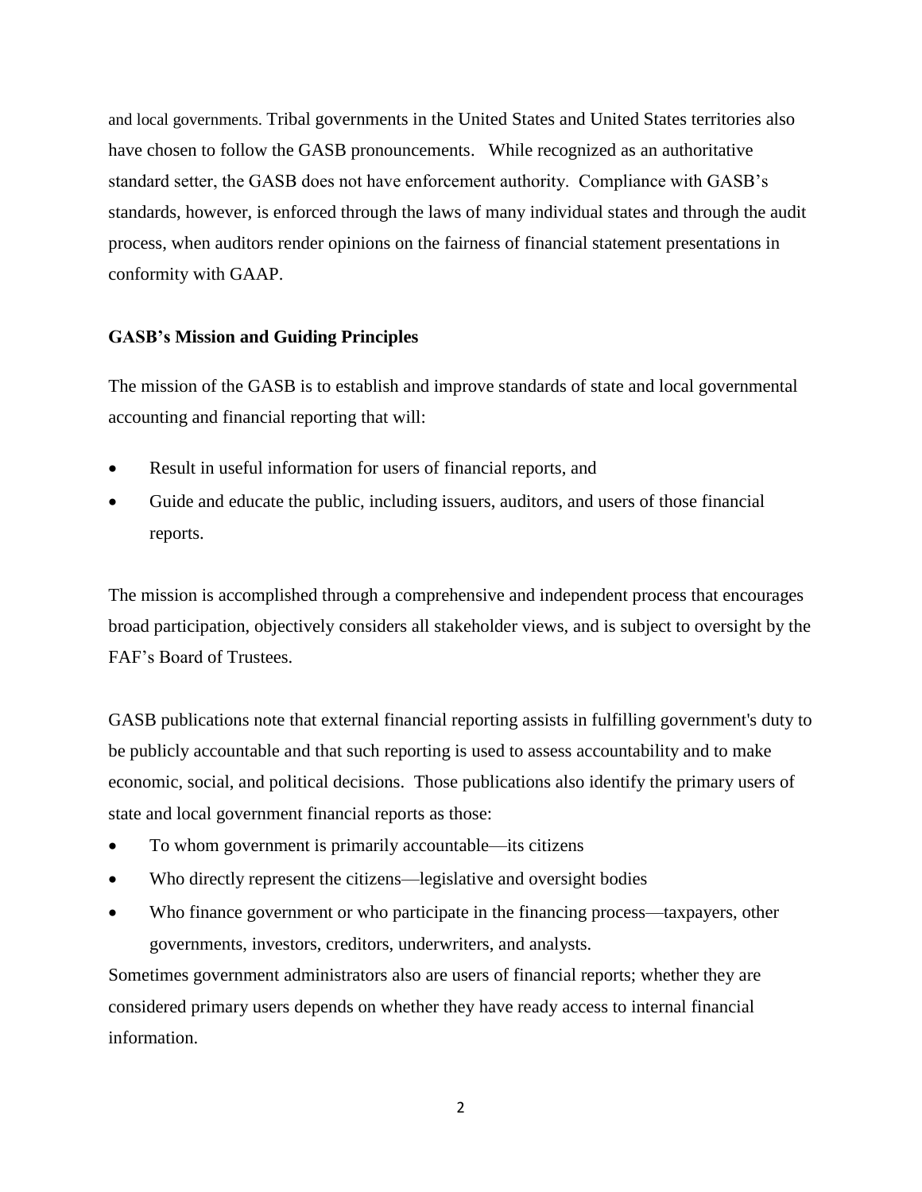and local governments. Tribal governments in the United States and United States territories also have chosen to follow the GASB pronouncements. While recognized as an authoritative standard setter, the GASB does not have enforcement authority. Compliance with GASB's standards, however, is enforced through the laws of many individual states and through the audit process, when auditors render opinions on the fairness of financial statement presentations in conformity with GAAP.

**GASB's Mission and Guiding Principles**

The mission of the GASB is to establish and improve standards of state and local governmental accounting and financial reporting that will:

- Result in useful information for users of financial reports, and
- Guide and educate the public, including issuers, auditors, and users of those financial reports.

The mission is accomplished through a comprehensive and independent process that encourages broad participation, objectively considers all stakeholder views, and is subject to oversight by the FAF's Board of Trustees.

GASB publications note that external financial reporting assists in fulfilling government's duty to be publicly accountable and that such reporting is used to assess accountability and to make economic, social, and political decisions. Those publications also identify the primary users of state and local government financial reports as those:

- To whom government is primarily accountable—its citizens
- Who directly represent the citizens—legislative and oversight bodies
- Who finance government or who participate in the financing process—taxpayers, other governments, investors, creditors, underwriters, and analysts.

Sometimes government administrators also are users of financial reports; whether they are considered primary users depends on whether they have ready access to internal financial information.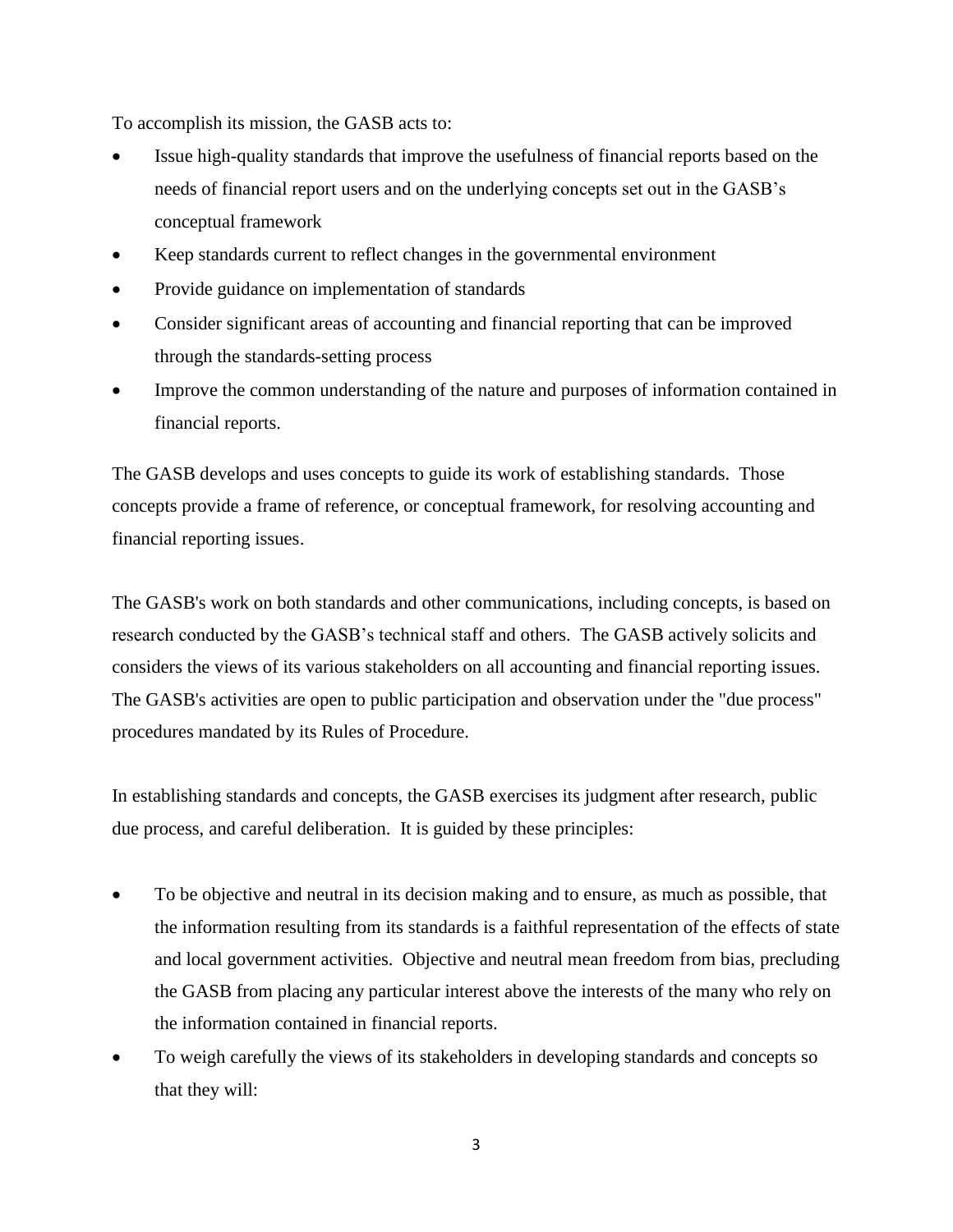To accomplish its mission, the GASB acts to:

- Issue high-quality standards that improve the usefulness of financial reports based on the needs of financial report users and on the underlying concepts set out in the GASB's conceptual framework
- Keep standards current to reflect changes in the governmental environment
- Provide guidance on implementation of standards
- Consider significant areas of accounting and financial reporting that can be improved through the standards-setting process
- Improve the common understanding of the nature and purposes of information contained in financial reports.

The GASB develops and uses concepts to guide its work of establishing standards. Those concepts provide a frame of reference, or conceptual framework, for resolving accounting and financial reporting issues.

The GASB's work on both standards and other communications, including concepts, is based on research conducted by the GASB's technical staff and others. The GASB actively solicits and considers the views of its various stakeholders on all accounting and financial reporting issues. The GASB's activities are open to public participation and observation under the "due process" procedures mandated by its Rules of Procedure.

In establishing standards and concepts, the GASB exercises its judgment after research, public due process, and careful deliberation. It is guided by these principles:

- To be objective and neutral in its decision making and to ensure, as much as possible, that the information resulting from its standards is a faithful representation of the effects of state and local government activities. Objective and neutral mean freedom from bias, precluding the GASB from placing any particular interest above the interests of the many who rely on the information contained in financial reports.
- To weigh carefully the views of its stakeholders in developing standards and concepts so that they will: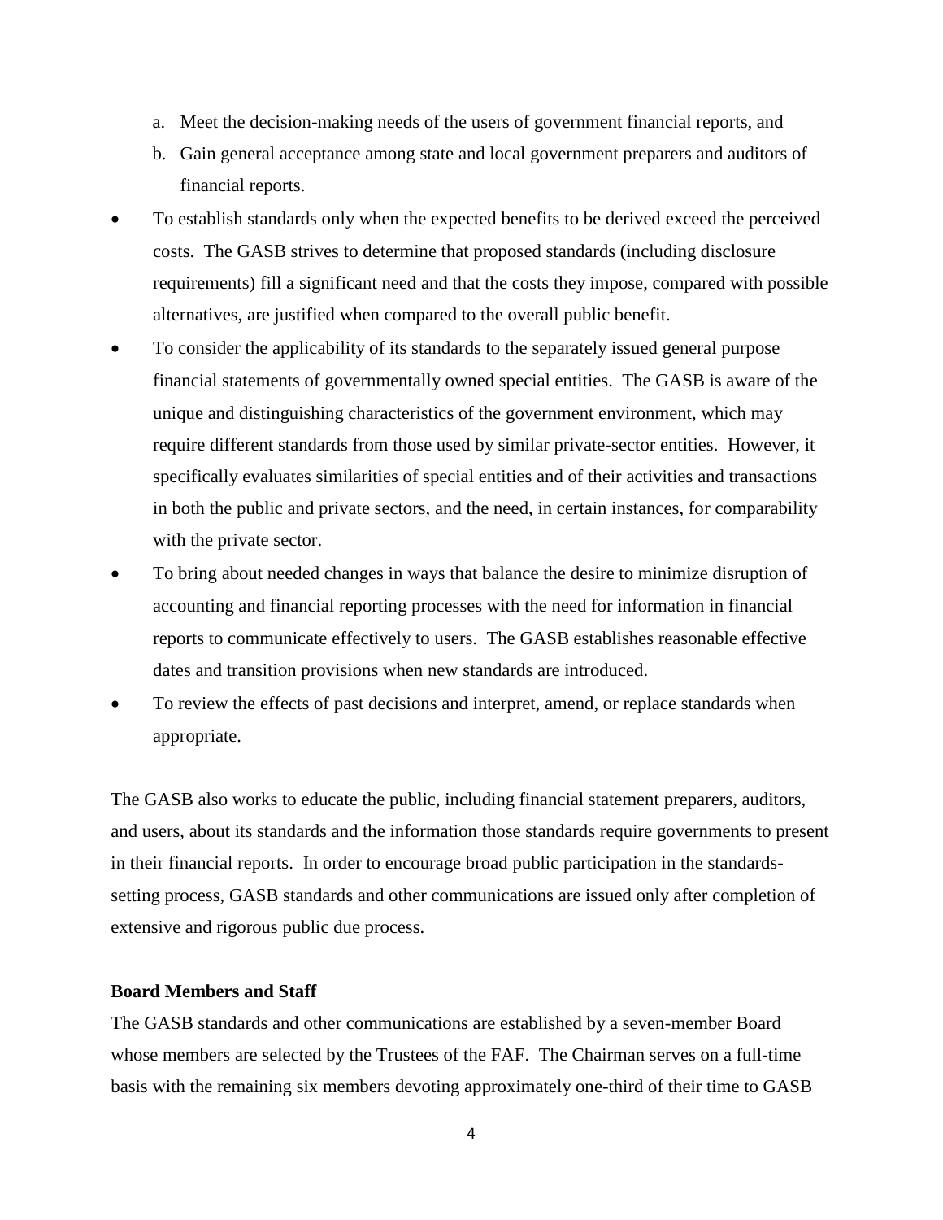a. Meet the decision-making needs of the users of government financial reports, and
   b. Gain general acceptance among state and local government preparers and auditors of financial reports.

- To establish standards only when the expected benefits to be derived exceed the perceived costs. The GASB strives to determine that proposed standards (including disclosure requirements) fill a significant need and that the costs they impose, compared with possible alternatives, are justified when compared to the overall public benefit.
- To consider the applicability of its standards to the separately issued general purpose financial statements of governmentally owned special entities. The GASB is aware of the unique and distinguishing characteristics of the government environment, which may require different standards from those used by similar private-sector entities. However, it specifically evaluates similarities of special entities and of their activities and transactions in both the public and private sectors, and the need, in certain instances, for comparability with the private sector.
- To bring about needed changes in ways that balance the desire to minimize disruption of accounting and financial reporting processes with the need for information in financial reports to communicate effectively to users. The GASB establishes reasonable effective dates and transition provisions when new standards are introduced.
- To review the effects of past decisions and interpret, amend, or replace standards when appropriate.

The GASB also works to educate the public, including financial statement preparers, auditors, and users, about its standards and the information those standards require governments to present in their financial reports. In order to encourage broad public participation in the standards-setting process, GASB standards and other communications are issued only after completion of extensive and rigorous public due process.

**Board Members and Staff**

The GASB standards and other communications are established by a seven-member Board whose members are selected by the Trustees of the FAF. The Chairman serves on a full-time basis with the remaining six members devoting approximately one-third of their time to GASB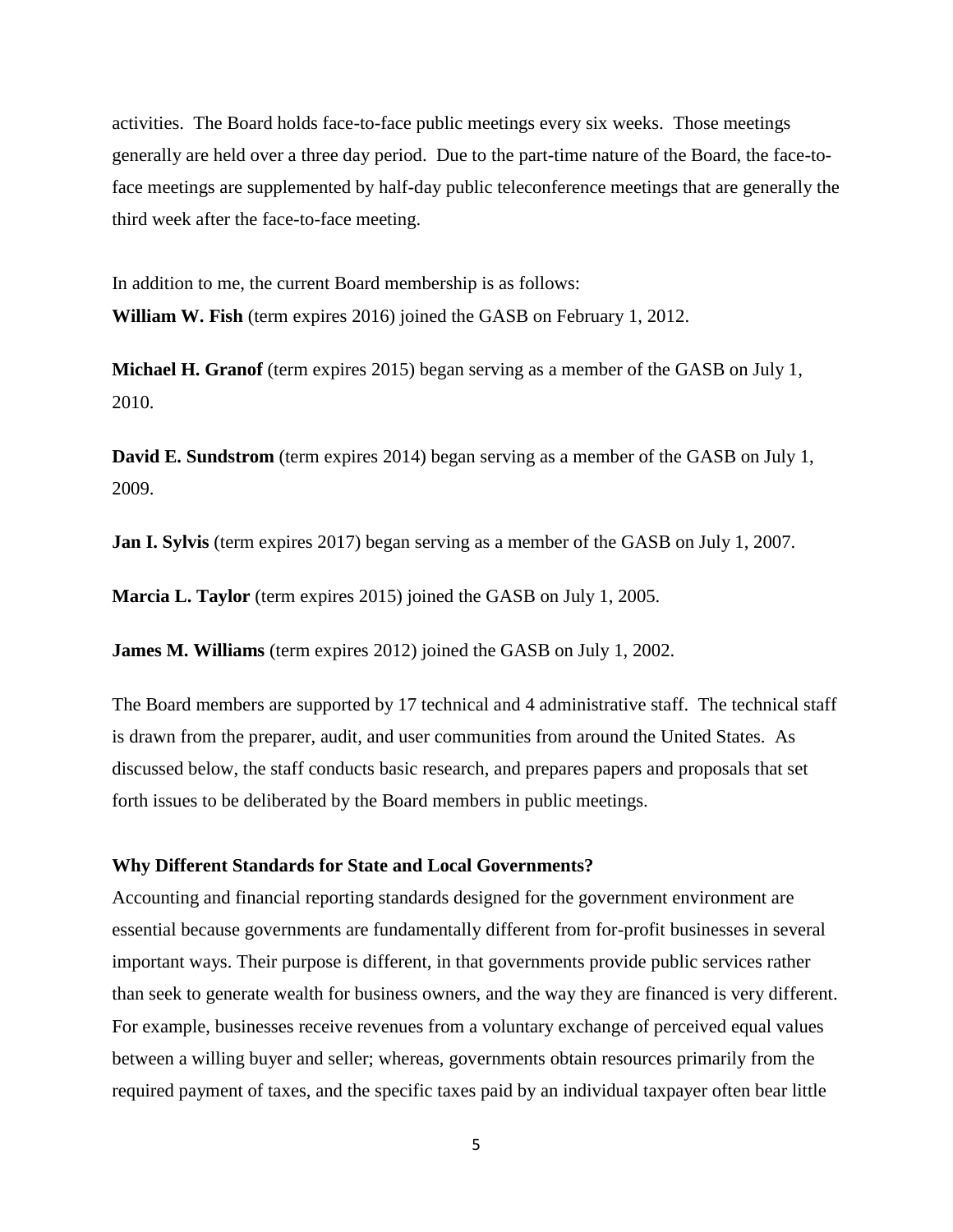activities. The Board holds face-to-face public meetings every six weeks. Those meetings generally are held over a three day period. Due to the part-time nature of the Board, the face-to-face meetings are supplemented by half-day public teleconference meetings that are generally the third week after the face-to-face meeting.

In addition to me, the current Board membership is as follows:

**William W. Fish** (term expires 2016) joined the GASB on February 1, 2012.

**Michael H. Granof** (term expires 2015) began serving as a member of the GASB on July 1, 2010.

**David E. Sundstrom** (term expires 2014) began serving as a member of the GASB on July 1, 2009.

**Jan I. Sylvis** (term expires 2017) began serving as a member of the GASB on July 1, 2007.

**Marcia L. Taylor** (term expires 2015) joined the GASB on July 1, 2005.

**James M. Williams** (term expires 2012) joined the GASB on July 1, 2002.

The Board members are supported by 17 technical and 4 administrative staff. The technical staff is drawn from the preparer, audit, and user communities from around the United States. As discussed below, the staff conducts basic research, and prepares papers and proposals that set forth issues to be deliberated by the Board members in public meetings.

**Why Different Standards for State and Local Governments?**

Accounting and financial reporting standards designed for the government environment are essential because governments are fundamentally different from for-profit businesses in several important ways. Their purpose is different, in that governments provide public services rather than seek to generate wealth for business owners, and the way they are financed is very different. For example, businesses receive revenues from a voluntary exchange of perceived equal values between a willing buyer and seller; whereas, governments obtain resources primarily from the required payment of taxes, and the specific taxes paid by an individual taxpayer often bear little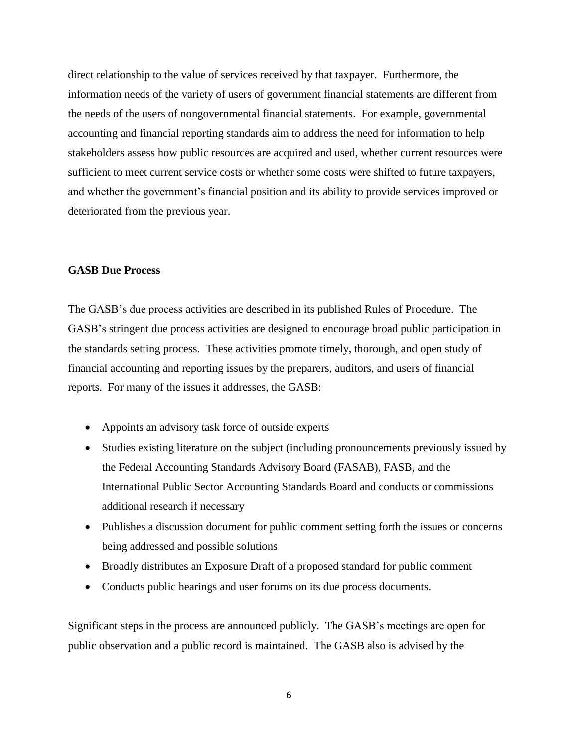direct relationship to the value of services received by that taxpayer. Furthermore, the information needs of the variety of users of government financial statements are different from the needs of the users of nongovernmental financial statements. For example, governmental accounting and financial reporting standards aim to address the need for information to help stakeholders assess how public resources are acquired and used, whether current resources were sufficient to meet current service costs or whether some costs were shifted to future taxpayers, and whether the government's financial position and its ability to provide services improved or deteriorated from the previous year.

**GASB Due Process**

The GASB's due process activities are described in its published Rules of Procedure. The GASB's stringent due process activities are designed to encourage broad public participation in the standards setting process. These activities promote timely, thorough, and open study of financial accounting and reporting issues by the preparers, auditors, and users of financial reports. For many of the issues it addresses, the GASB:

- Appoints an advisory task force of outside experts
- Studies existing literature on the subject (including pronouncements previously issued by the Federal Accounting Standards Advisory Board (FASAB), FASB, and the International Public Sector Accounting Standards Board and conducts or commissions additional research if necessary
- Publishes a discussion document for public comment setting forth the issues or concerns being addressed and possible solutions
- Broadly distributes an Exposure Draft of a proposed standard for public comment
- Conducts public hearings and user forums on its due process documents.

Significant steps in the process are announced publicly. The GASB's meetings are open for public observation and a public record is maintained. The GASB also is advised by the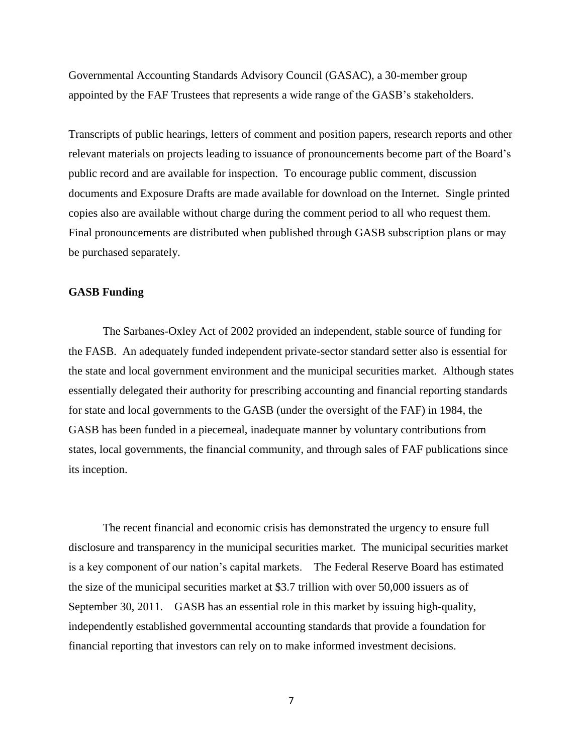Governmental Accounting Standards Advisory Council (GASAC), a 30-member group appointed by the FAF Trustees that represents a wide range of the GASB's stakeholders.

Transcripts of public hearings, letters of comment and position papers, research reports and other relevant materials on projects leading to issuance of pronouncements become part of the Board's public record and are available for inspection. To encourage public comment, discussion documents and Exposure Drafts are made available for download on the Internet. Single printed copies also are available without charge during the comment period to all who request them. Final pronouncements are distributed when published through GASB subscription plans or may be purchased separately.

**GASB Funding**

The Sarbanes-Oxley Act of 2002 provided an independent, stable source of funding for the FASB. An adequately funded independent private-sector standard setter also is essential for the state and local government environment and the municipal securities market. Although states essentially delegated their authority for prescribing accounting and financial reporting standards for state and local governments to the GASB (under the oversight of the FAF) in 1984, the GASB has been funded in a piecemeal, inadequate manner by voluntary contributions from states, local governments, the financial community, and through sales of FAF publications since its inception.

The recent financial and economic crisis has demonstrated the urgency to ensure full disclosure and transparency in the municipal securities market. The municipal securities market is a key component of our nation's capital markets. The Federal Reserve Board has estimated the size of the municipal securities market at $3.7 trillion with over 50,000 issuers as of September 30, 2011. GASB has an essential role in this market by issuing high-quality, independently established governmental accounting standards that provide a foundation for financial reporting that investors can rely on to make informed investment decisions.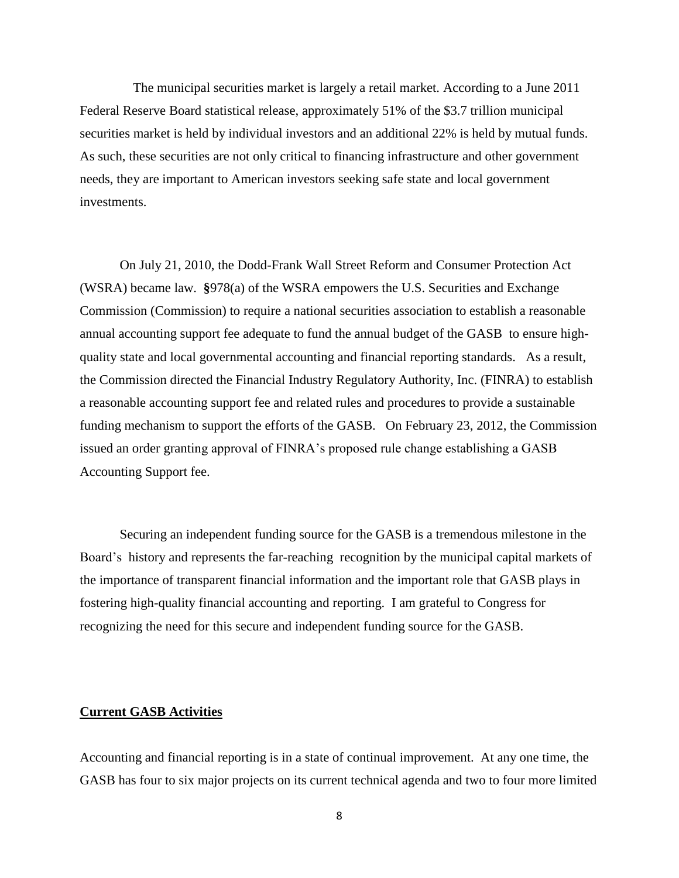The municipal securities market is largely a retail market. According to a June 2011 Federal Reserve Board statistical release, approximately 51% of the $3.7 trillion municipal securities market is held by individual investors and an additional 22% is held by mutual funds. As such, these securities are not only critical to financing infrastructure and other government needs, they are important to American investors seeking safe state and local government investments.

On July 21, 2010, the Dodd-Frank Wall Street Reform and Consumer Protection Act (WSRA) became law. §978(a) of the WSRA empowers the U.S. Securities and Exchange Commission (Commission) to require a national securities association to establish a reasonable annual accounting support fee adequate to fund the annual budget of the GASB to ensure high-quality state and local governmental accounting and financial reporting standards. As a result, the Commission directed the Financial Industry Regulatory Authority, Inc. (FINRA) to establish a reasonable accounting support fee and related rules and procedures to provide a sustainable funding mechanism to support the efforts of the GASB. On February 23, 2012, the Commission issued an order granting approval of FINRA's proposed rule change establishing a GASB Accounting Support fee.

Securing an independent funding source for the GASB is a tremendous milestone in the Board's history and represents the far-reaching recognition by the municipal capital markets of the importance of transparent financial information and the important role that GASB plays in fostering high-quality financial accounting and reporting. I am grateful to Congress for recognizing the need for this secure and independent funding source for the GASB.

## Current GASB Activities

Accounting and financial reporting is in a state of continual improvement. At any one time, the GASB has four to six major projects on its current technical agenda and two to four more limited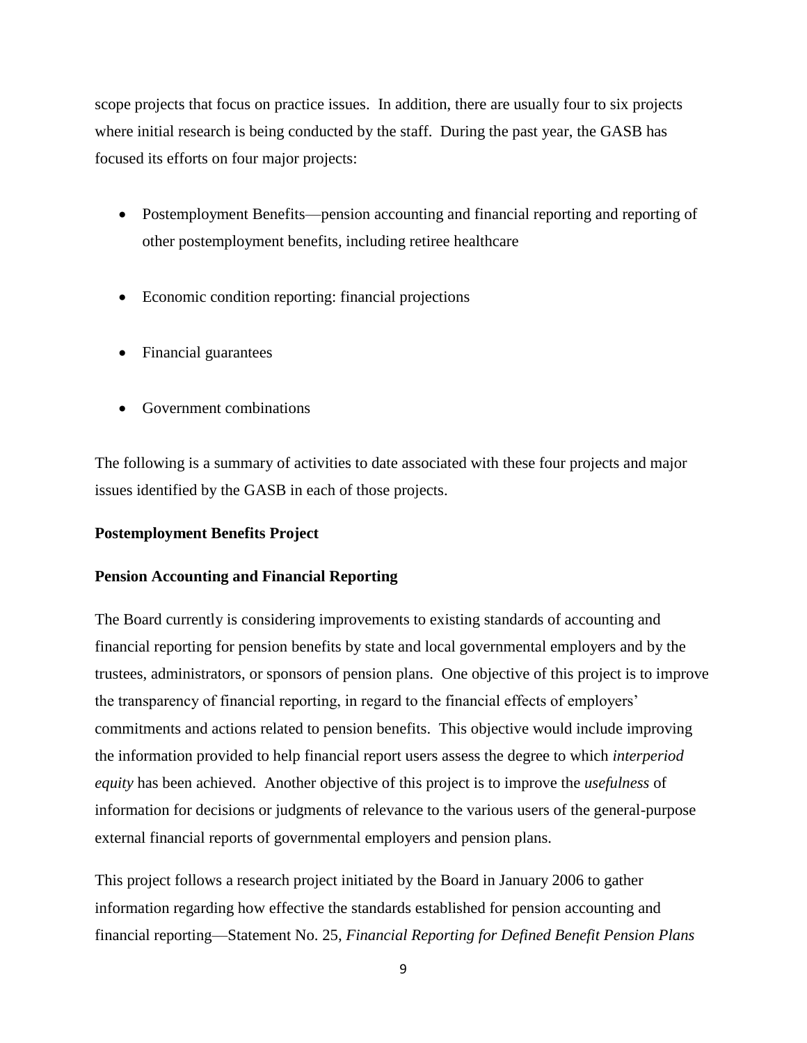scope projects that focus on practice issues. In addition, there are usually four to six projects where initial research is being conducted by the staff. During the past year, the GASB has focused its efforts on four major projects:

- Postemployment Benefits—pension accounting and financial reporting and reporting of other postemployment benefits, including retiree healthcare
- Economic condition reporting: financial projections
- Financial guarantees
- Government combinations

The following is a summary of activities to date associated with these four projects and major issues identified by the GASB in each of those projects.

**Postemployment Benefits Project**

**Pension Accounting and Financial Reporting**

The Board currently is considering improvements to existing standards of accounting and financial reporting for pension benefits by state and local governmental employers and by the trustees, administrators, or sponsors of pension plans. One objective of this project is to improve the transparency of financial reporting, in regard to the financial effects of employers' commitments and actions related to pension benefits. This objective would include improving the information provided to help financial report users assess the degree to which *interperiod equity* has been achieved. Another objective of this project is to improve the *usefulness* of information for decisions or judgments of relevance to the various users of the general-purpose external financial reports of governmental employers and pension plans.

This project follows a research project initiated by the Board in January 2006 to gather information regarding how effective the standards established for pension accounting and financial reporting—Statement No. 25, *Financial Reporting for Defined Benefit Pension Plans*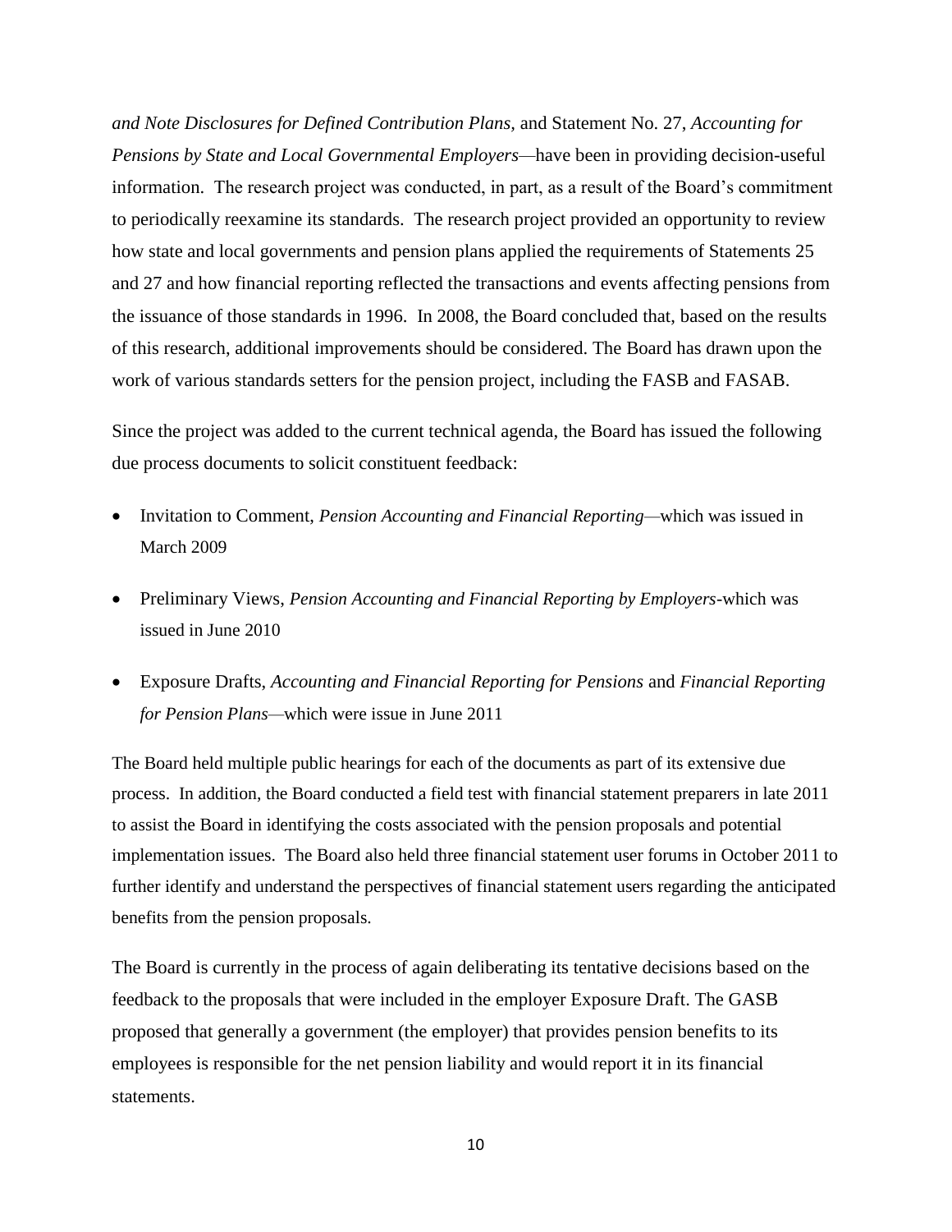*and Note Disclosures for Defined Contribution Plans,* and Statement No. 27, *Accounting for Pensions by State and Local Governmental Employers*—have been in providing decision-useful information. The research project was conducted, in part, as a result of the Board's commitment to periodically reexamine its standards. The research project provided an opportunity to review how state and local governments and pension plans applied the requirements of Statements 25 and 27 and how financial reporting reflected the transactions and events affecting pensions from the issuance of those standards in 1996. In 2008, the Board concluded that, based on the results of this research, additional improvements should be considered. The Board has drawn upon the work of various standards setters for the pension project, including the FASB and FASAB.

Since the project was added to the current technical agenda, the Board has issued the following due process documents to solicit constituent feedback:

- Invitation to Comment, *Pension Accounting and Financial Reporting*—which was issued in March 2009
- Preliminary Views, *Pension Accounting and Financial Reporting by Employers*-which was issued in June 2010
- Exposure Drafts, *Accounting and Financial Reporting for Pensions* and *Financial Reporting for Pension Plans*—which were issue in June 2011

The Board held multiple public hearings for each of the documents as part of its extensive due process. In addition, the Board conducted a field test with financial statement preparers in late 2011 to assist the Board in identifying the costs associated with the pension proposals and potential implementation issues. The Board also held three financial statement user forums in October 2011 to further identify and understand the perspectives of financial statement users regarding the anticipated benefits from the pension proposals.

The Board is currently in the process of again deliberating its tentative decisions based on the feedback to the proposals that were included in the employer Exposure Draft. The GASB proposed that generally a government (the employer) that provides pension benefits to its employees is responsible for the net pension liability and would report it in its financial statements.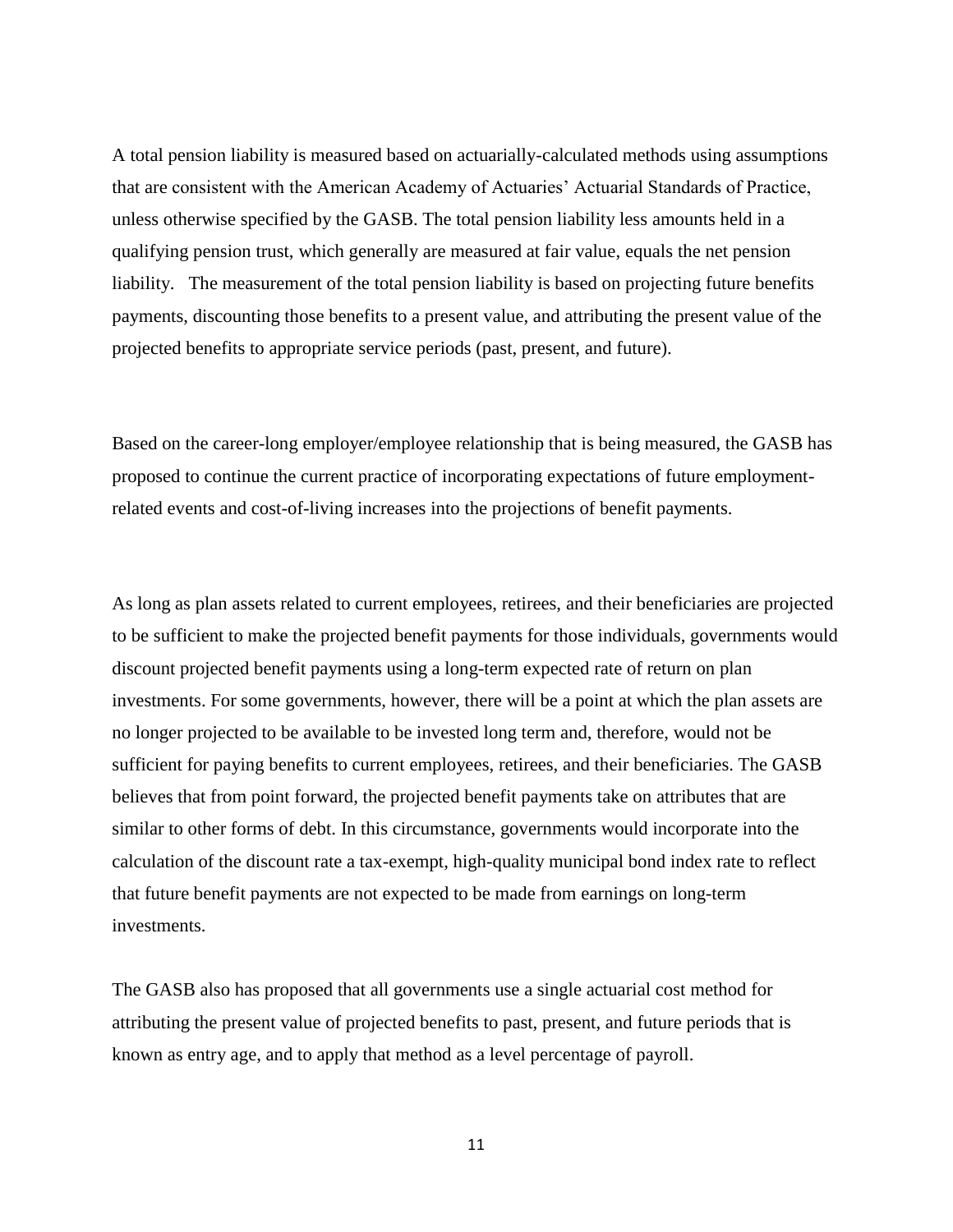A total pension liability is measured based on actuarially-calculated methods using assumptions that are consistent with the American Academy of Actuaries' Actuarial Standards of Practice, unless otherwise specified by the GASB. The total pension liability less amounts held in a qualifying pension trust, which generally are measured at fair value, equals the net pension liability. The measurement of the total pension liability is based on projecting future benefits payments, discounting those benefits to a present value, and attributing the present value of the projected benefits to appropriate service periods (past, present, and future).

Based on the career-long employer/employee relationship that is being measured, the GASB has proposed to continue the current practice of incorporating expectations of future employment-related events and cost-of-living increases into the projections of benefit payments.

As long as plan assets related to current employees, retirees, and their beneficiaries are projected to be sufficient to make the projected benefit payments for those individuals, governments would discount projected benefit payments using a long-term expected rate of return on plan investments. For some governments, however, there will be a point at which the plan assets are no longer projected to be available to be invested long term and, therefore, would not be sufficient for paying benefits to current employees, retirees, and their beneficiaries. The GASB believes that from point forward, the projected benefit payments take on attributes that are similar to other forms of debt. In this circumstance, governments would incorporate into the calculation of the discount rate a tax-exempt, high-quality municipal bond index rate to reflect that future benefit payments are not expected to be made from earnings on long-term investments.

The GASB also has proposed that all governments use a single actuarial cost method for attributing the present value of projected benefits to past, present, and future periods that is known as entry age, and to apply that method as a level percentage of payroll.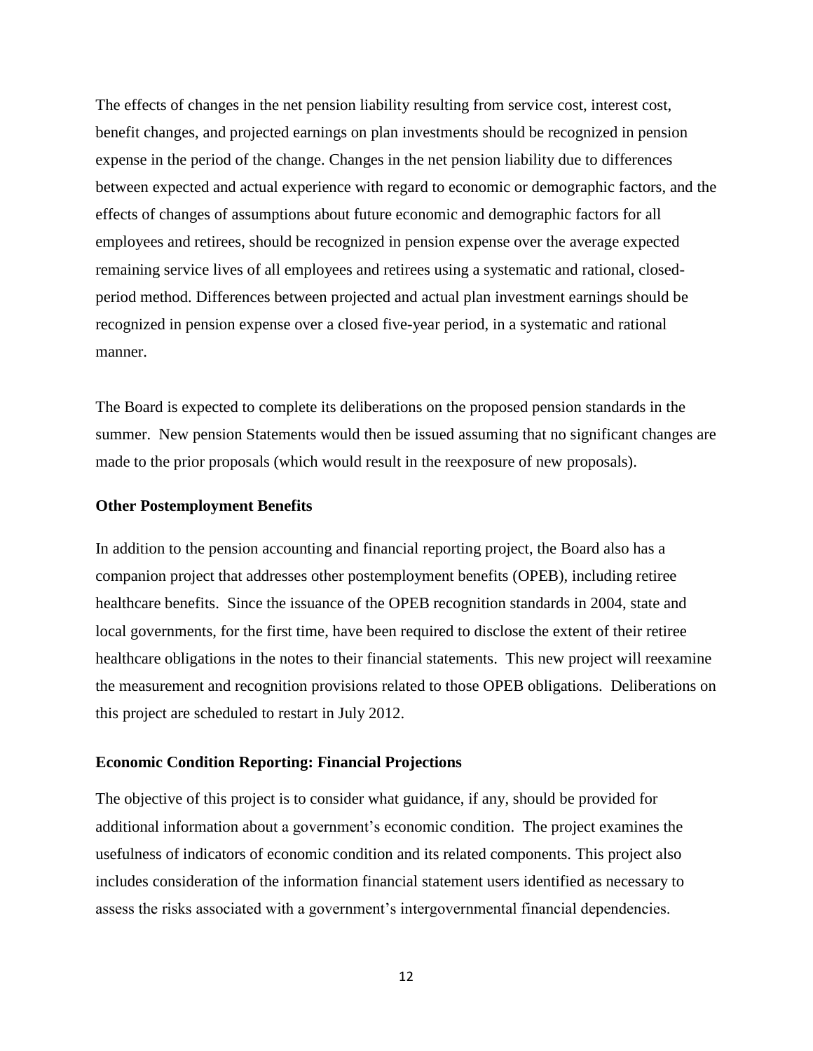The effects of changes in the net pension liability resulting from service cost, interest cost, benefit changes, and projected earnings on plan investments should be recognized in pension expense in the period of the change. Changes in the net pension liability due to differences between expected and actual experience with regard to economic or demographic factors, and the effects of changes of assumptions about future economic and demographic factors for all employees and retirees, should be recognized in pension expense over the average expected remaining service lives of all employees and retirees using a systematic and rational, closed-period method. Differences between projected and actual plan investment earnings should be recognized in pension expense over a closed five-year period, in a systematic and rational manner.

The Board is expected to complete its deliberations on the proposed pension standards in the summer. New pension Statements would then be issued assuming that no significant changes are made to the prior proposals (which would result in the reexposure of new proposals).

**Other Postemployment Benefits**

In addition to the pension accounting and financial reporting project, the Board also has a companion project that addresses other postemployment benefits (OPEB), including retiree healthcare benefits. Since the issuance of the OPEB recognition standards in 2004, state and local governments, for the first time, have been required to disclose the extent of their retiree healthcare obligations in the notes to their financial statements. This new project will reexamine the measurement and recognition provisions related to those OPEB obligations. Deliberations on this project are scheduled to restart in July 2012.

**Economic Condition Reporting: Financial Projections**

The objective of this project is to consider what guidance, if any, should be provided for additional information about a government's economic condition. The project examines the usefulness of indicators of economic condition and its related components. This project also includes consideration of the information financial statement users identified as necessary to assess the risks associated with a government's intergovernmental financial dependencies.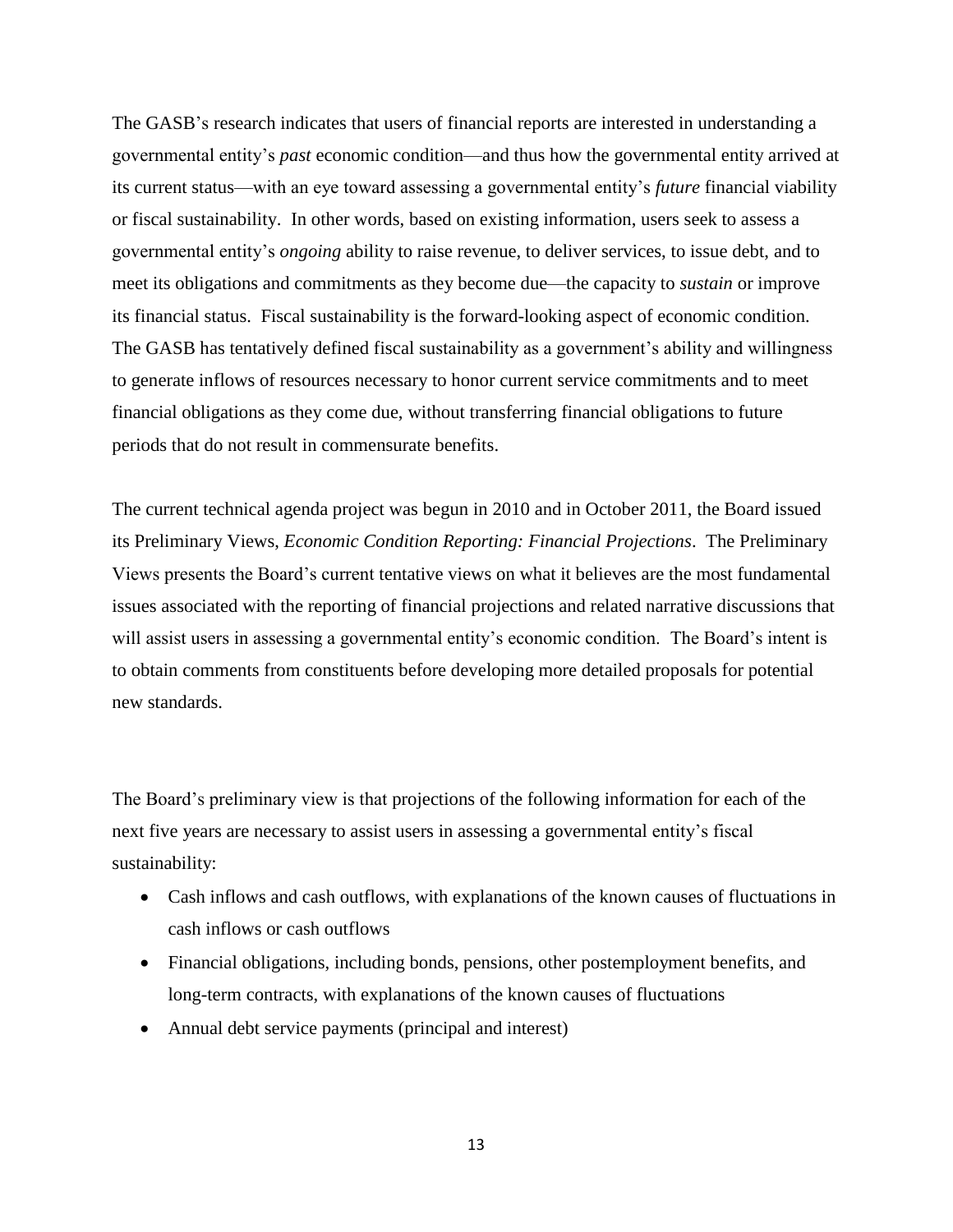The GASB's research indicates that users of financial reports are interested in understanding a governmental entity's *past* economic condition—and thus how the governmental entity arrived at its current status—with an eye toward assessing a governmental entity's *future* financial viability or fiscal sustainability. In other words, based on existing information, users seek to assess a governmental entity's *ongoing* ability to raise revenue, to deliver services, to issue debt, and to meet its obligations and commitments as they become due—the capacity to *sustain* or improve its financial status. Fiscal sustainability is the forward-looking aspect of economic condition. The GASB has tentatively defined fiscal sustainability as a government's ability and willingness to generate inflows of resources necessary to honor current service commitments and to meet financial obligations as they come due, without transferring financial obligations to future periods that do not result in commensurate benefits.

The current technical agenda project was begun in 2010 and in October 2011, the Board issued its Preliminary Views, *Economic Condition Reporting: Financial Projections*. The Preliminary Views presents the Board's current tentative views on what it believes are the most fundamental issues associated with the reporting of financial projections and related narrative discussions that will assist users in assessing a governmental entity's economic condition. The Board's intent is to obtain comments from constituents before developing more detailed proposals for potential new standards.

The Board's preliminary view is that projections of the following information for each of the next five years are necessary to assist users in assessing a governmental entity's fiscal sustainability:

- Cash inflows and cash outflows, with explanations of the known causes of fluctuations in cash inflows or cash outflows
- Financial obligations, including bonds, pensions, other postemployment benefits, and long-term contracts, with explanations of the known causes of fluctuations
- Annual debt service payments (principal and interest)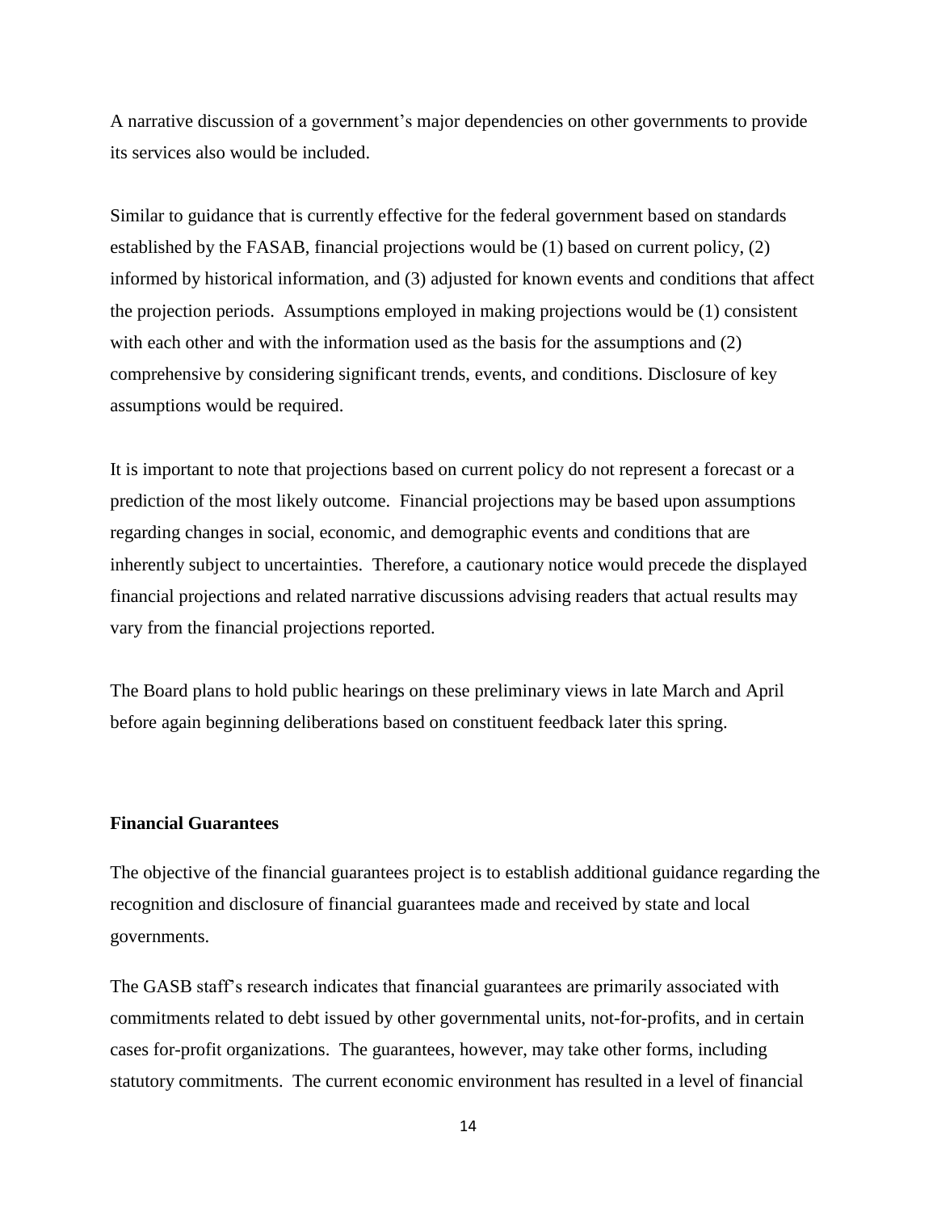A narrative discussion of a government's major dependencies on other governments to provide its services also would be included.

Similar to guidance that is currently effective for the federal government based on standards established by the FASAB, financial projections would be (1) based on current policy, (2) informed by historical information, and (3) adjusted for known events and conditions that affect the projection periods. Assumptions employed in making projections would be (1) consistent with each other and with the information used as the basis for the assumptions and (2) comprehensive by considering significant trends, events, and conditions. Disclosure of key assumptions would be required.

It is important to note that projections based on current policy do not represent a forecast or a prediction of the most likely outcome. Financial projections may be based upon assumptions regarding changes in social, economic, and demographic events and conditions that are inherently subject to uncertainties. Therefore, a cautionary notice would precede the displayed financial projections and related narrative discussions advising readers that actual results may vary from the financial projections reported.

The Board plans to hold public hearings on these preliminary views in late March and April before again beginning deliberations based on constituent feedback later this spring.

**Financial Guarantees**

The objective of the financial guarantees project is to establish additional guidance regarding the recognition and disclosure of financial guarantees made and received by state and local governments.

The GASB staff's research indicates that financial guarantees are primarily associated with commitments related to debt issued by other governmental units, not-for-profits, and in certain cases for-profit organizations. The guarantees, however, may take other forms, including statutory commitments. The current economic environment has resulted in a level of financial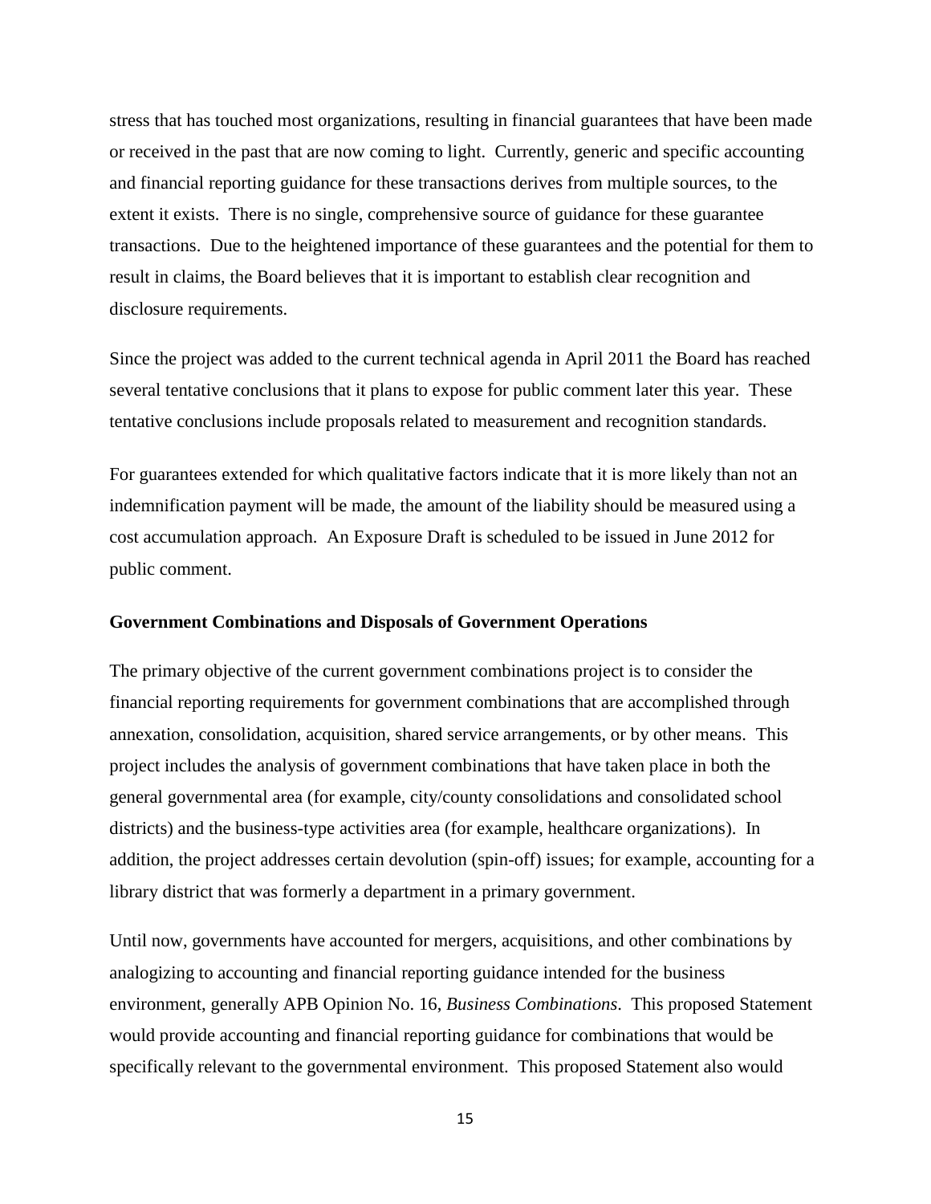stress that has touched most organizations, resulting in financial guarantees that have been made or received in the past that are now coming to light. Currently, generic and specific accounting and financial reporting guidance for these transactions derives from multiple sources, to the extent it exists. There is no single, comprehensive source of guidance for these guarantee transactions. Due to the heightened importance of these guarantees and the potential for them to result in claims, the Board believes that it is important to establish clear recognition and disclosure requirements.

Since the project was added to the current technical agenda in April 2011 the Board has reached several tentative conclusions that it plans to expose for public comment later this year. These tentative conclusions include proposals related to measurement and recognition standards.

For guarantees extended for which qualitative factors indicate that it is more likely than not an indemnification payment will be made, the amount of the liability should be measured using a cost accumulation approach. An Exposure Draft is scheduled to be issued in June 2012 for public comment.

**Government Combinations and Disposals of Government Operations**

The primary objective of the current government combinations project is to consider the financial reporting requirements for government combinations that are accomplished through annexation, consolidation, acquisition, shared service arrangements, or by other means. This project includes the analysis of government combinations that have taken place in both the general governmental area (for example, city/county consolidations and consolidated school districts) and the business-type activities area (for example, healthcare organizations). In addition, the project addresses certain devolution (spin-off) issues; for example, accounting for a library district that was formerly a department in a primary government.

Until now, governments have accounted for mergers, acquisitions, and other combinations by analogizing to accounting and financial reporting guidance intended for the business environment, generally APB Opinion No. 16, *Business Combinations*. This proposed Statement would provide accounting and financial reporting guidance for combinations that would be specifically relevant to the governmental environment. This proposed Statement also would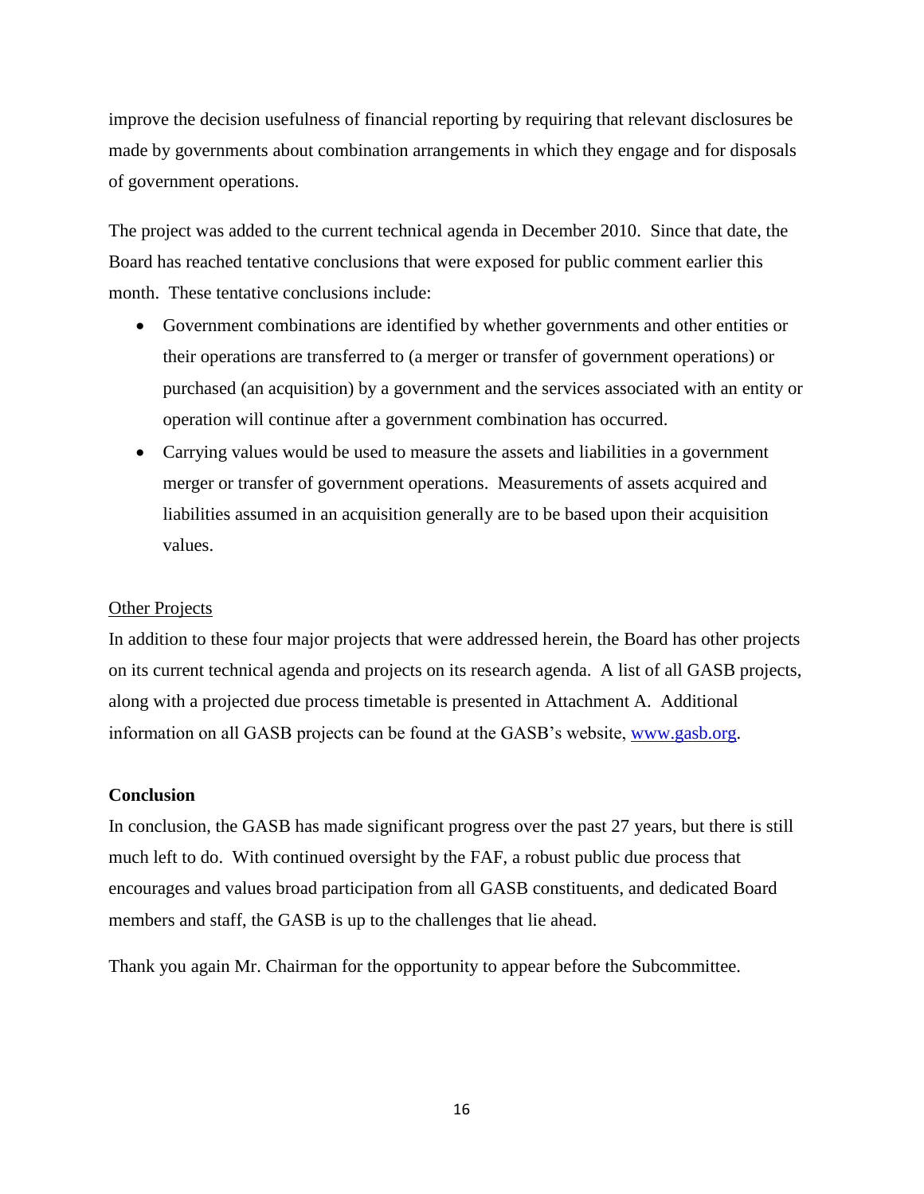improve the decision usefulness of financial reporting by requiring that relevant disclosures be made by governments about combination arrangements in which they engage and for disposals of government operations.

The project was added to the current technical agenda in December 2010. Since that date, the Board has reached tentative conclusions that were exposed for public comment earlier this month. These tentative conclusions include:

- Government combinations are identified by whether governments and other entities or their operations are transferred to (a merger or transfer of government operations) or purchased (an acquisition) by a government and the services associated with an entity or operation will continue after a government combination has occurred.
- Carrying values would be used to measure the assets and liabilities in a government merger or transfer of government operations. Measurements of assets acquired and liabilities assumed in an acquisition generally are to be based upon their acquisition values.

Other Projects

In addition to these four major projects that were addressed herein, the Board has other projects on its current technical agenda and projects on its research agenda. A list of all GASB projects, along with a projected due process timetable is presented in Attachment A. Additional information on all GASB projects can be found at the GASB's website, [www.gasb.org](http://www.gasb.org).

**Conclusion**

In conclusion, the GASB has made significant progress over the past 27 years, but there is still much left to do. With continued oversight by the FAF, a robust public due process that encourages and values broad participation from all GASB constituents, and dedicated Board members and staff, the GASB is up to the challenges that lie ahead.

Thank you again Mr. Chairman for the opportunity to appear before the Subcommittee.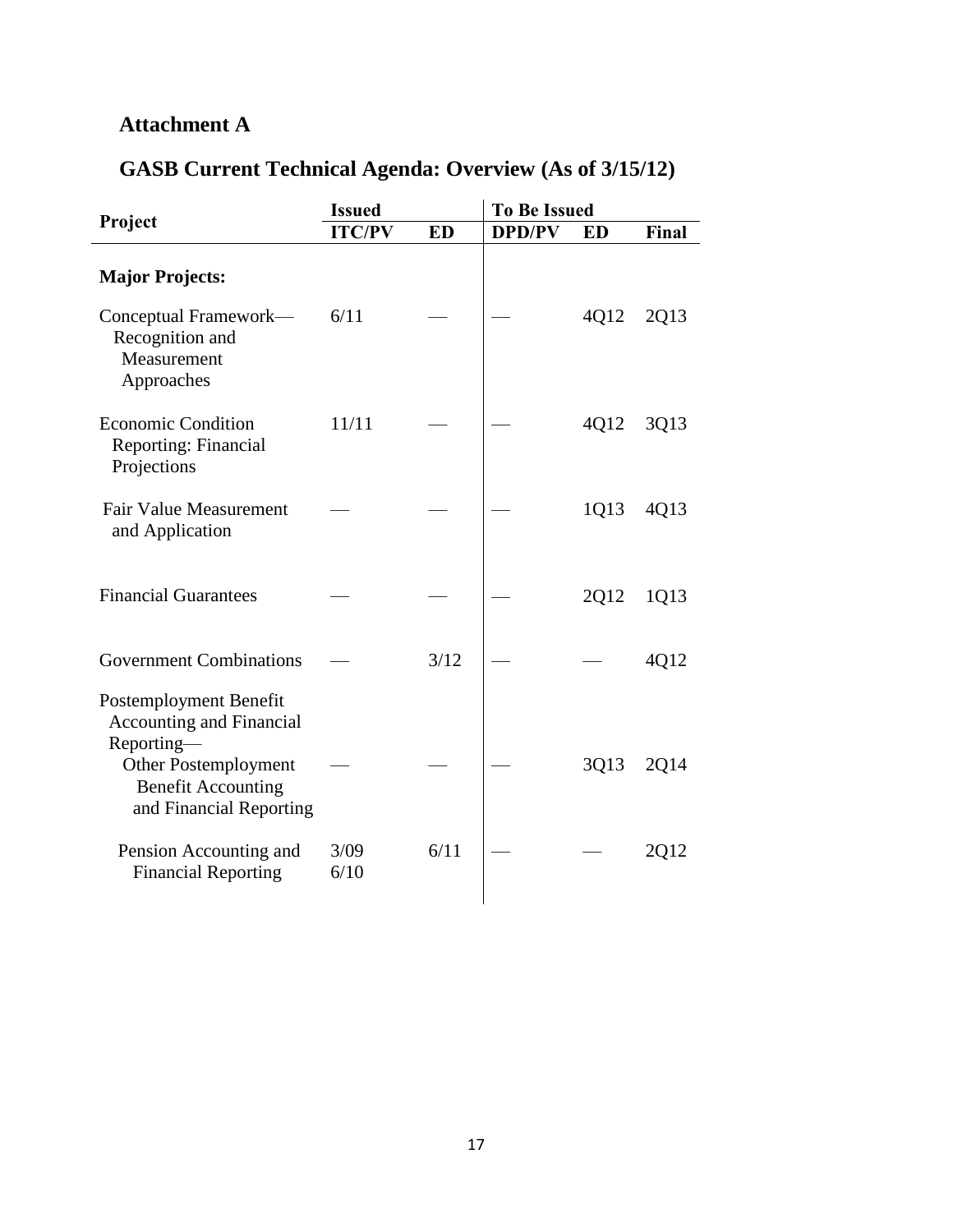## Attachment A

## GASB Current Technical Agenda: Overview (As of 3/15/12)

| Project | Issued | | To Be Issued | | |
|---|---|---|---|---|---|
| | ITC/PV | ED | DPD/PV | ED | Final |
| **Major Projects:** | | | | | |
| Conceptual Framework—Recognition and Measurement Approaches | 6/11 | — | — | 4Q12 | 2Q13 |
| Economic Condition Reporting: Financial Projections | 11/11 | — | — | 4Q12 | 3Q13 |
| Fair Value Measurement and Application | — | — | — | 1Q13 | 4Q13 |
| Financial Guarantees | — | — | — | 2Q12 | 1Q13 |
| Government Combinations | — | 3/12 | — | — | 4Q12 |
| Postemployment Benefit Accounting and Financial Reporting—Other Postemployment Benefit Accounting and Financial Reporting | — | — | — | 3Q13 | 2Q14 |
| Pension Accounting and Financial Reporting | 3/09 6/10 | 6/11 | — | — | 2Q12 |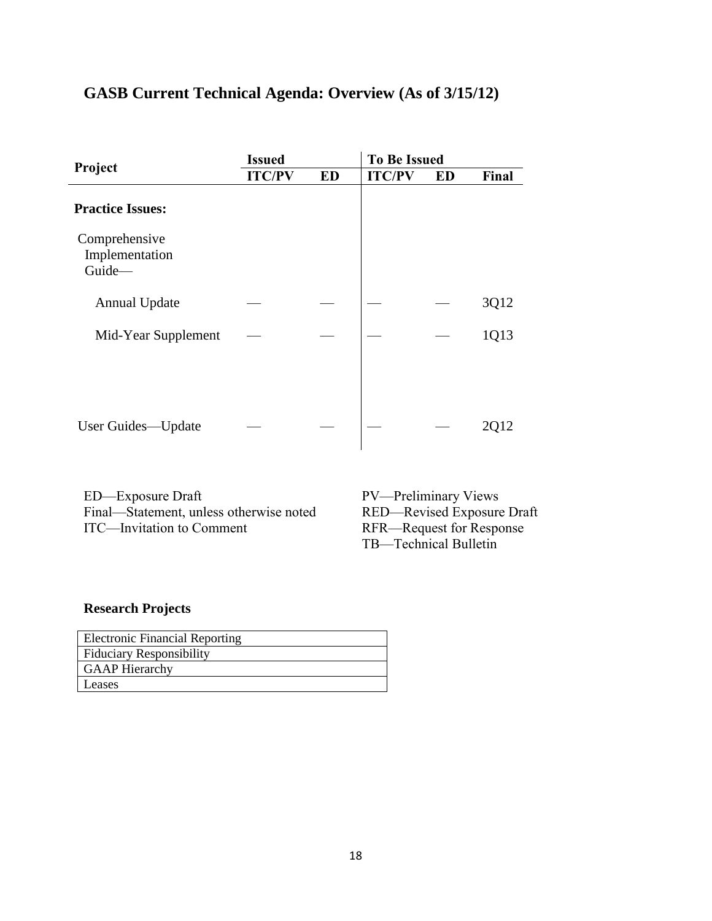## GASB Current Technical Agenda: Overview (As of 3/15/12)

| Project | Issued | | To Be Issued | | |
|---|---|---|---|---|---|
| | ITC/PV | ED | ITC/PV | ED | Final |
| **Practice Issues:** | | | | | |
| Comprehensive Implementation Guide— | | | | | |
| Annual Update | — | — | — | — | 3Q12 |
| Mid-Year Supplement | — | — | — | — | 1Q13 |
| User Guides—Update | — | — | — | — | 2Q12 |

ED—Exposure Draft
Final—Statement, unless otherwise noted
ITC—Invitation to Comment
PV—Preliminary Views
RED—Revised Exposure Draft
RFR—Request for Response
TB—Technical Bulletin

### Research Projects

| |
|---|
| Electronic Financial Reporting |
| Fiduciary Responsibility |
| GAAP Hierarchy |
| Leases |